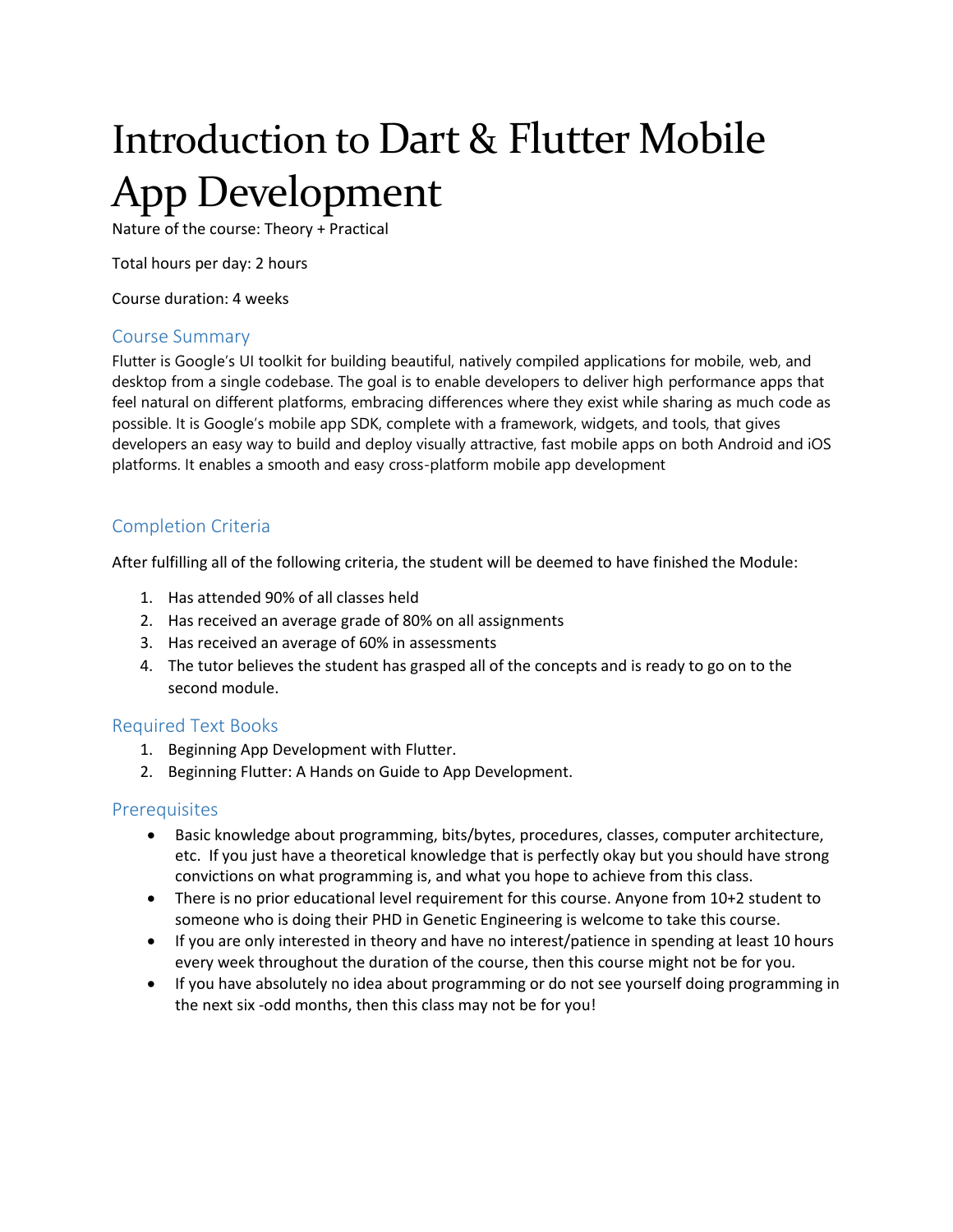# Introduction to Dart & Flutter Mobile App Development

Nature of the course: Theory + Practical

Total hours per day: 2 hours

Course duration: 4 weeks

## Course Summary

Flutter is Google's UI toolkit for building beautiful, natively compiled applications for mobile, web, and desktop from a single codebase. The goal is to enable developers to deliver high performance apps that feel natural on different platforms, embracing differences where they exist while sharing as much code as possible. It is Google's mobile app SDK, complete with a framework, widgets, and tools, that gives developers an easy way to build and deploy visually attractive, fast mobile apps on both Android and iOS platforms. It enables a smooth and easy cross-platform mobile app development

## Completion Criteria

After fulfilling all of the following criteria, the student will be deemed to have finished the Module:

1. Has attended 90% of all classes held
2. Has received an average grade of 80% on all assignments
3. Has received an average of 60% in assessments
4. The tutor believes the student has grasped all of the concepts and is ready to go on to the second module.

## Required Text Books

1. Beginning App Development with Flutter.
2. Beginning Flutter: A Hands on Guide to App Development.

## Prerequisites

- Basic knowledge about programming, bits/bytes, procedures, classes, computer architecture, etc. If you just have a theoretical knowledge that is perfectly okay but you should have strong convictions on what programming is, and what you hope to achieve from this class.
- There is no prior educational level requirement for this course. Anyone from 10+2 student to someone who is doing their PHD in Genetic Engineering is welcome to take this course.
- If you are only interested in theory and have no interest/patience in spending at least 10 hours every week throughout the duration of the course, then this course might not be for you.
- If you have absolutely no idea about programming or do not see yourself doing programming in the next six -odd months, then this class may not be for you!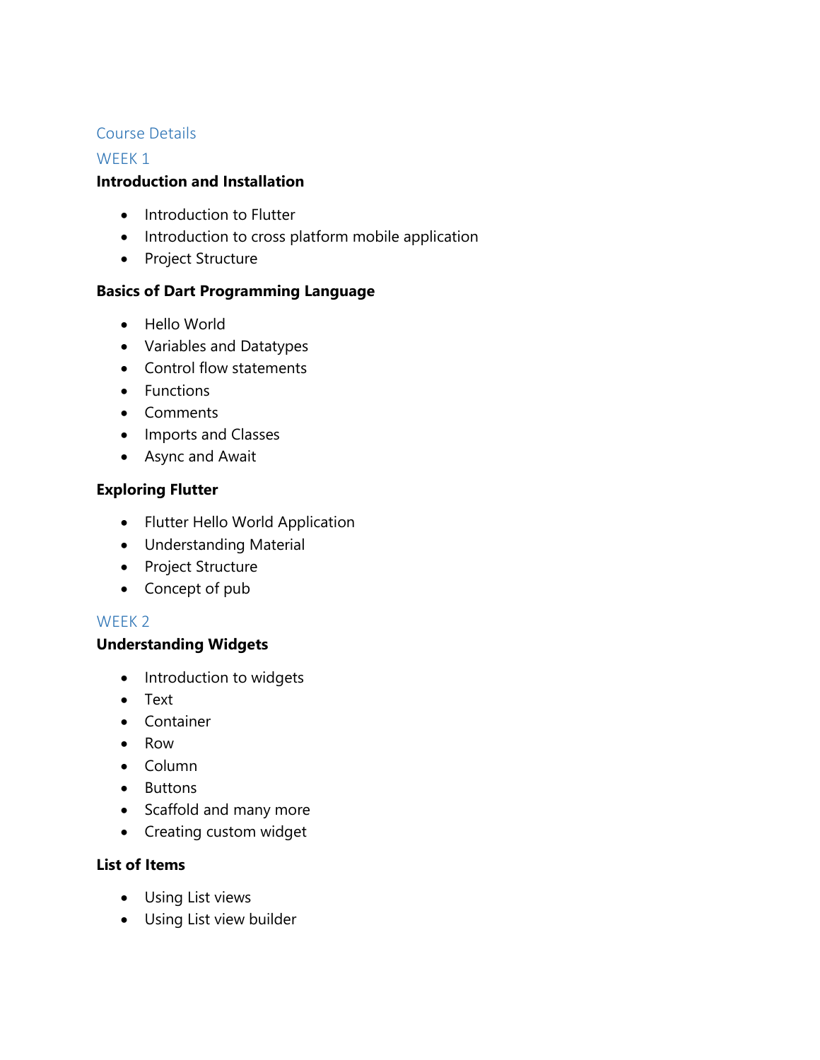# Course Details

## WEEK 1

### Introduction and Installation

- Introduction to Flutter
- Introduction to cross platform mobile application
- Project Structure

### Basics of Dart Programming Language

- Hello World
- Variables and Datatypes
- Control flow statements
- Functions
- Comments
- Imports and Classes
- Async and Await

### Exploring Flutter

- Flutter Hello World Application
- Understanding Material
- Project Structure
- Concept of pub

## WEEK 2

### Understanding Widgets

- Introduction to widgets
- Text
- Container
- Row
- Column
- Buttons
- Scaffold and many more
- Creating custom widget

### List of Items

- Using List views
- Using List view builder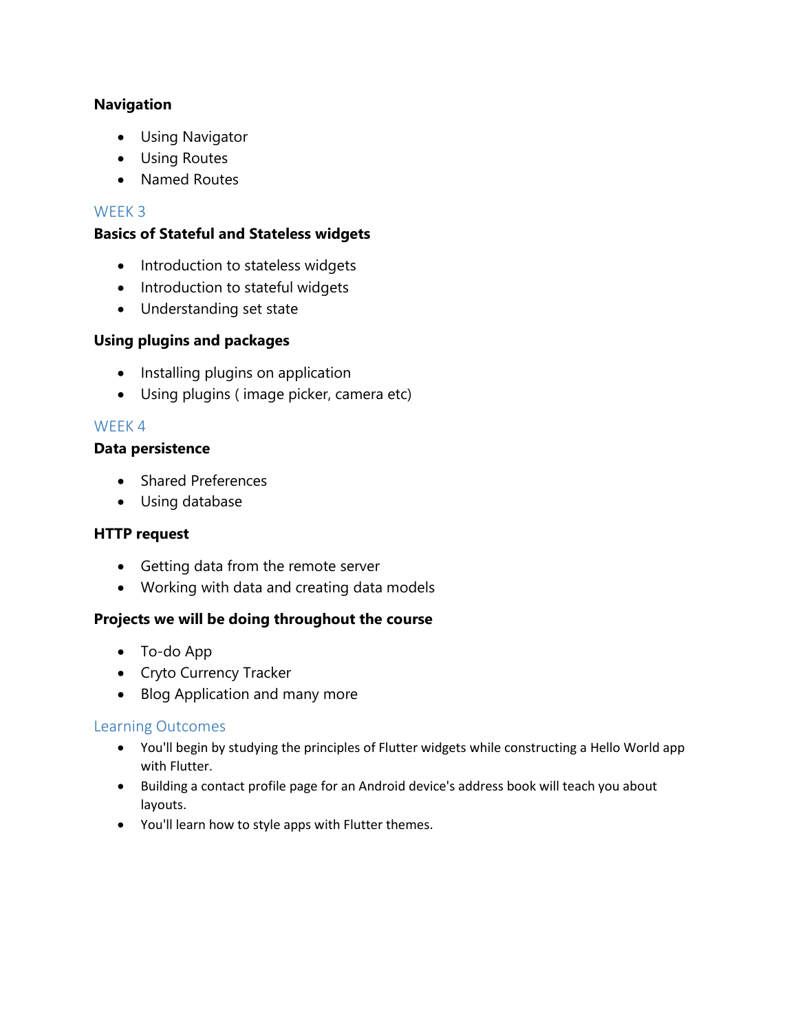**Navigation**

- Using Navigator
- Using Routes
- Named Routes

## WEEK 3

**Basics of Stateful and Stateless widgets**

- Introduction to stateless widgets
- Introduction to stateful widgets
- Understanding set state

**Using plugins and packages**

- Installing plugins on application
- Using plugins ( image picker, camera etc)

## WEEK 4

**Data persistence**

- Shared Preferences
- Using database

**HTTP request**

- Getting data from the remote server
- Working with data and creating data models

**Projects we will be doing throughout the course**

- To-do App
- Cryto Currency Tracker
- Blog Application and many more

## Learning Outcomes

- You'll begin by studying the principles of Flutter widgets while constructing a Hello World app with Flutter.
- Building a contact profile page for an Android device's address book will teach you about layouts.
- You'll learn how to style apps with Flutter themes.